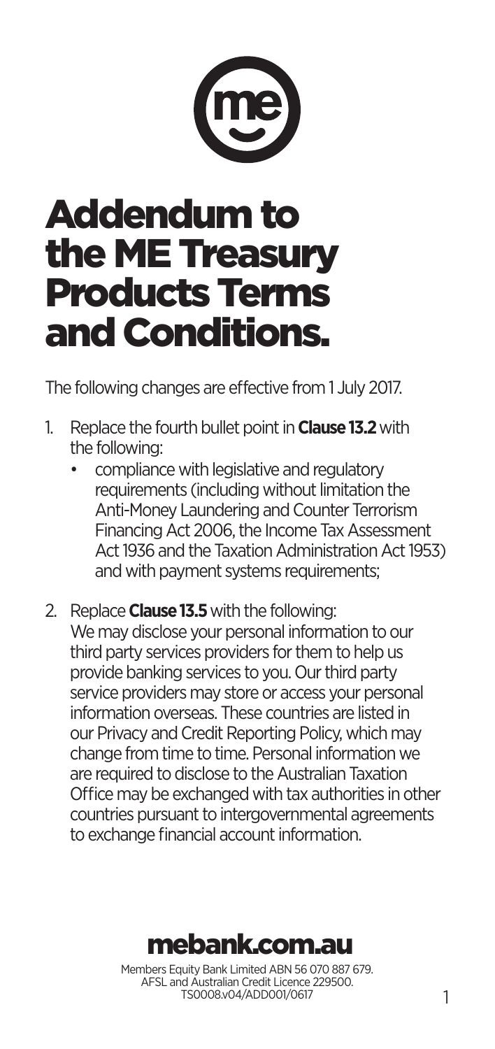# Addendum to the ME Treasury Products Terms and Conditions.

The following changes are effective from 1 July 2017.

1. Replace the fourth bullet point in **Clause 13.2** with the following:
   - compliance with legislative and regulatory requirements (including without limitation the Anti-Money Laundering and Counter Terrorism Financing Act 2006, the Income Tax Assessment Act 1936 and the Taxation Administration Act 1953) and with payment systems requirements;

2. Replace **Clause 13.5** with the following:
   We may disclose your personal information to our third party services providers for them to help us provide banking services to you. Our third party service providers may store or access your personal information overseas. These countries are listed in our Privacy and Credit Reporting Policy, which may change from time to time. Personal information we are required to disclose to the Australian Taxation Office may be exchanged with tax authorities in other countries pursuant to intergovernmental agreements to exchange financial account information.

**mebank.com.au**

Members Equity Bank Limited ABN 56 070 887 679.
AFSL and Australian Credit Licence 229500.
TS0008.v04/ADD001/0617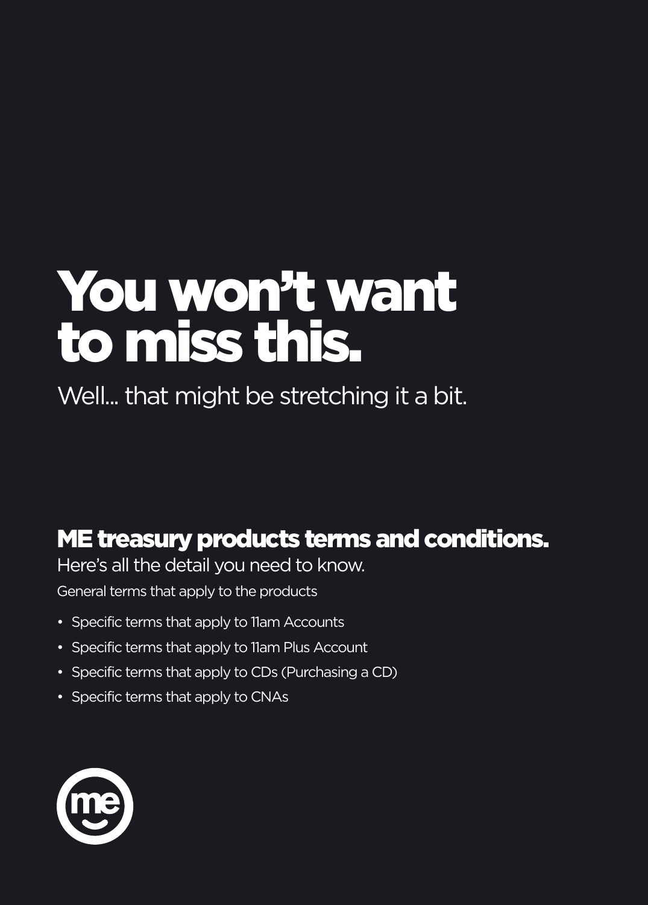# You won't want to miss this.

Well... that might be stretching it a bit.

## ME treasury products terms and conditions.

Here's all the detail you need to know.

General terms that apply to the products

- Specific terms that apply to 11am Accounts
- Specific terms that apply to 11am Plus Account
- Specific terms that apply to CDs (Purchasing a CD)
- Specific terms that apply to CNAs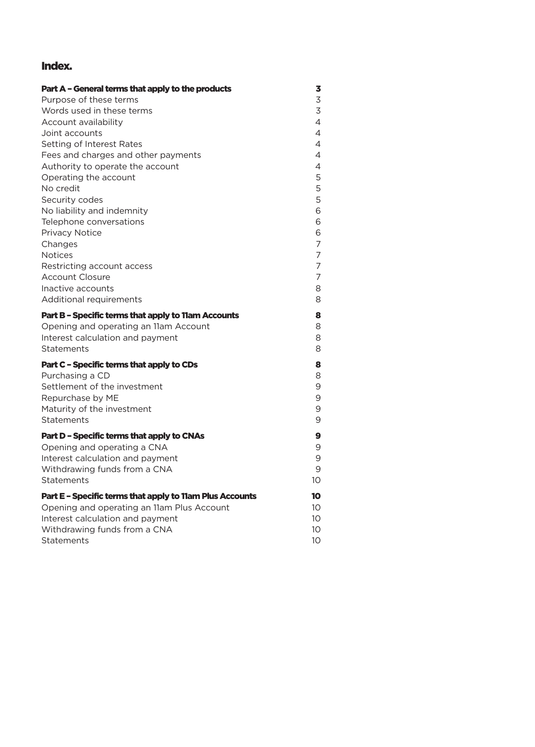# Index.

| | |
|---|---|
| **Part A – General terms that apply to the products** | **3** |
| Purpose of these terms | 3 |
| Words used in these terms | 3 |
| Account availability | 4 |
| Joint accounts | 4 |
| Setting of Interest Rates | 4 |
| Fees and charges and other payments | 4 |
| Authority to operate the account | 4 |
| Operating the account | 5 |
| No credit | 5 |
| Security codes | 5 |
| No liability and indemnity | 6 |
| Telephone conversations | 6 |
| Privacy Notice | 6 |
| Changes | 7 |
| Notices | 7 |
| Restricting account access | 7 |
| Account Closure | 7 |
| Inactive accounts | 8 |
| Additional requirements | 8 |
| **Part B – Specific terms that apply to 11am Accounts** | **8** |
| Opening and operating an 11am Account | 8 |
| Interest calculation and payment | 8 |
| Statements | 8 |
| **Part C – Specific terms that apply to CDs** | **8** |
| Purchasing a CD | 8 |
| Settlement of the investment | 9 |
| Repurchase by ME | 9 |
| Maturity of the investment | 9 |
| Statements | 9 |
| **Part D – Specific terms that apply to CNAs** | **9** |
| Opening and operating a CNA | 9 |
| Interest calculation and payment | 9 |
| Withdrawing funds from a CNA | 9 |
| Statements | 10 |
| **Part E – Specific terms that apply to 11am Plus Accounts** | **10** |
| Opening and operating an 11am Plus Account | 10 |
| Interest calculation and payment | 10 |
| Withdrawing funds from a CNA | 10 |
| Statements | 10 |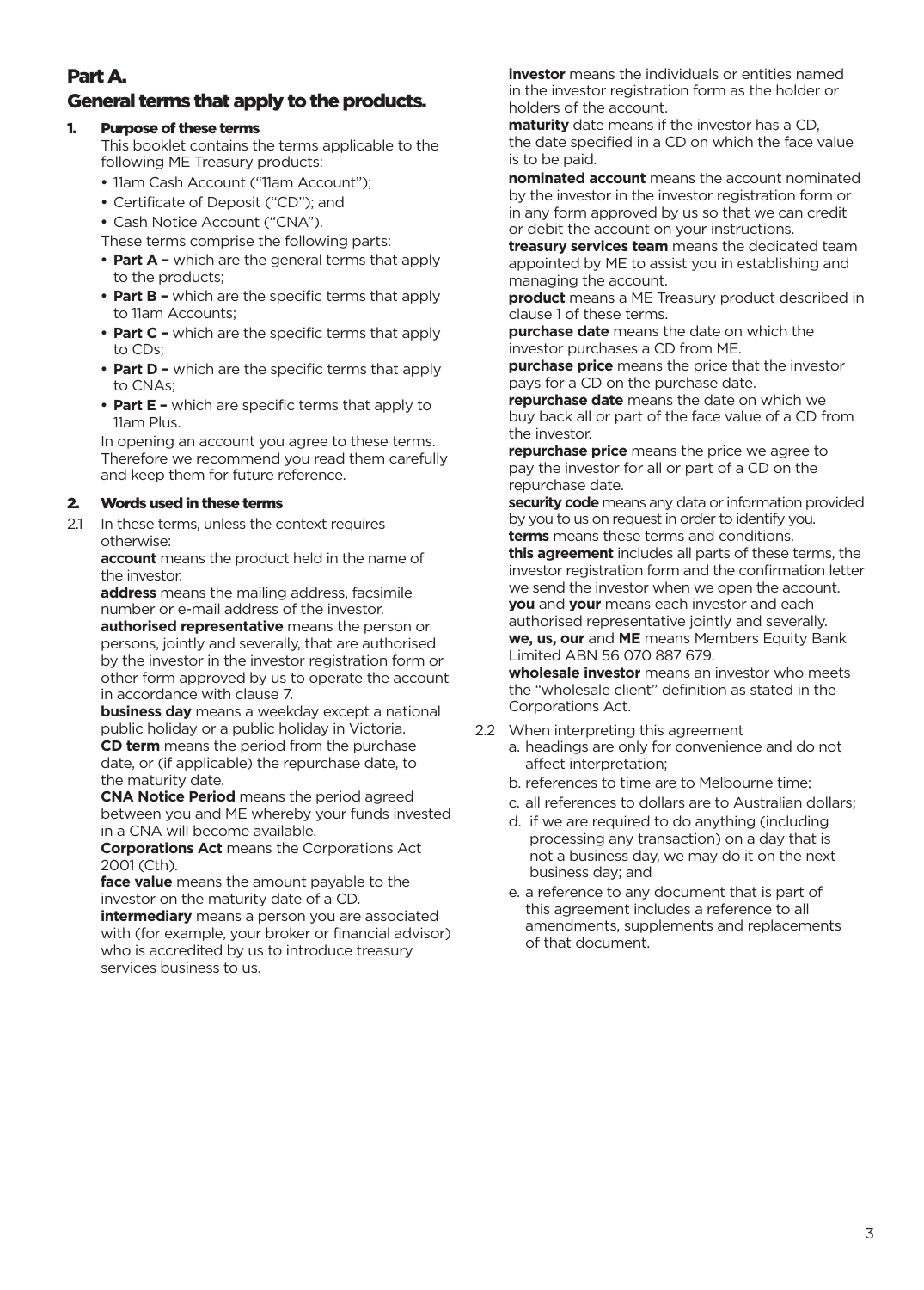# Part A.

## General terms that apply to the products.

### 1. Purpose of these terms

This booklet contains the terms applicable to the following ME Treasury products:

- 11am Cash Account ("11am Account");
- Certificate of Deposit ("CD"); and
- Cash Notice Account ("CNA").

These terms comprise the following parts:

- **Part A –** which are the general terms that apply to the products;
- **Part B –** which are the specific terms that apply to 11am Accounts;
- **Part C –** which are the specific terms that apply to CDs;
- **Part D –** which are the specific terms that apply to CNAs;
- **Part E –** which are specific terms that apply to 11am Plus.

In opening an account you agree to these terms. Therefore we recommend you read them carefully and keep them for future reference.

### 2. Words used in these terms

2.1 In these terms, unless the context requires otherwise:

**account** means the product held in the name of the investor.

**address** means the mailing address, facsimile number or e-mail address of the investor.

**authorised representative** means the person or persons, jointly and severally, that are authorised by the investor in the investor registration form or other form approved by us to operate the account in accordance with clause 7.

**business day** means a weekday except a national public holiday or a public holiday in Victoria.

**CD term** means the period from the purchase date, or (if applicable) the repurchase date, to the maturity date.

**CNA Notice Period** means the period agreed between you and ME whereby your funds invested in a CNA will become available.

**Corporations Act** means the Corporations Act 2001 (Cth).

**face value** means the amount payable to the investor on the maturity date of a CD.

**intermediary** means a person you are associated with (for example, your broker or financial advisor) who is accredited by us to introduce treasury services business to us.

**investor** means the individuals or entities named in the investor registration form as the holder or holders of the account.

**maturity** date means if the investor has a CD, the date specified in a CD on which the face value is to be paid.

**nominated account** means the account nominated by the investor in the investor registration form or in any form approved by us so that we can credit or debit the account on your instructions.

**treasury services team** means the dedicated team appointed by ME to assist you in establishing and managing the account.

**product** means a ME Treasury product described in clause 1 of these terms.

**purchase date** means the date on which the investor purchases a CD from ME.

**purchase price** means the price that the investor pays for a CD on the purchase date.

**repurchase date** means the date on which we buy back all or part of the face value of a CD from the investor.

**repurchase price** means the price we agree to pay the investor for all or part of a CD on the repurchase date.

**security code** means any data or information provided by you to us on request in order to identify you.

**terms** means these terms and conditions.

**this agreement** includes all parts of these terms, the investor registration form and the confirmation letter we send the investor when we open the account.

**you** and **your** means each investor and each authorised representative jointly and severally.

**we, us, our** and **ME** means Members Equity Bank Limited ABN 56 070 887 679.

**wholesale investor** means an investor who meets the "wholesale client" definition as stated in the Corporations Act.

2.2 When interpreting this agreement

a. headings are only for convenience and do not affect interpretation;

b. references to time are to Melbourne time;

c. all references to dollars are to Australian dollars;

d. if we are required to do anything (including processing any transaction) on a day that is not a business day, we may do it on the next business day; and

e. a reference to any document that is part of this agreement includes a reference to all amendments, supplements and replacements of that document.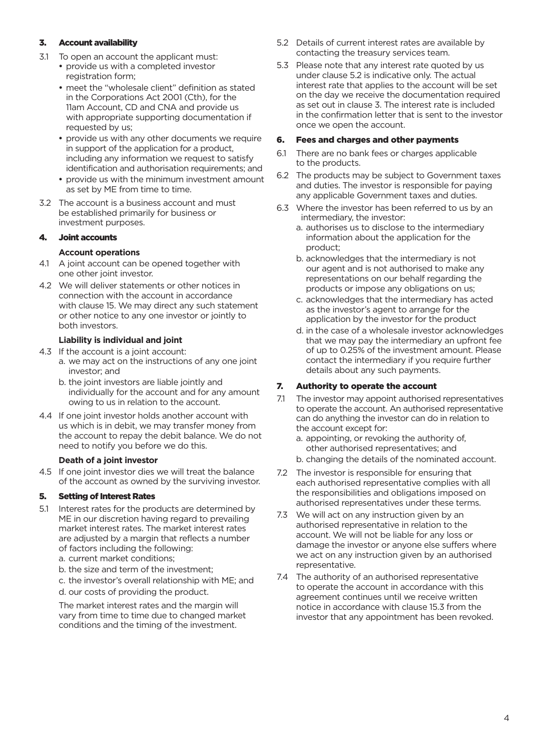## 3. Account availability

3.1 To open an account the applicant must:

- provide us with a completed investor registration form;
- meet the "wholesale client" definition as stated in the Corporations Act 2001 (Cth), for the 11am Account, CD and CNA and provide us with appropriate supporting documentation if requested by us;
- provide us with any other documents we require in support of the application for a product, including any information we request to satisfy identification and authorisation requirements; and
- provide us with the minimum investment amount as set by ME from time to time.

3.2 The account is a business account and must be established primarily for business or investment purposes.

## 4. Joint accounts

### Account operations

4.1 A joint account can be opened together with one other joint investor.

4.2 We will deliver statements or other notices in connection with the account in accordance with clause 15. We may direct any such statement or other notice to any one investor or jointly to both investors.

### Liability is individual and joint

4.3 If the account is a joint account:

a. we may act on the instructions of any one joint investor; and

b. the joint investors are liable jointly and individually for the account and for any amount owing to us in relation to the account.

4.4 If one joint investor holds another account with us which is in debit, we may transfer money from the account to repay the debit balance. We do not need to notify you before we do this.

### Death of a joint investor

4.5 If one joint investor dies we will treat the balance of the account as owned by the surviving investor.

## 5. Setting of Interest Rates

5.1 Interest rates for the products are determined by ME in our discretion having regard to prevailing market interest rates. The market interest rates are adjusted by a margin that reflects a number of factors including the following:

a. current market conditions;

b. the size and term of the investment;

c. the investor's overall relationship with ME; and

d. our costs of providing the product.

The market interest rates and the margin will vary from time to time due to changed market conditions and the timing of the investment.

5.2 Details of current interest rates are available by contacting the treasury services team.

5.3 Please note that any interest rate quoted by us under clause 5.2 is indicative only. The actual interest rate that applies to the account will be set on the day we receive the documentation required as set out in clause 3. The interest rate is included in the confirmation letter that is sent to the investor once we open the account.

## 6. Fees and charges and other payments

6.1 There are no bank fees or charges applicable to the products.

6.2 The products may be subject to Government taxes and duties. The investor is responsible for paying any applicable Government taxes and duties.

6.3 Where the investor has been referred to us by an intermediary, the investor:

a. authorises us to disclose to the intermediary information about the application for the product;

b. acknowledges that the intermediary is not our agent and is not authorised to make any representations on our behalf regarding the products or impose any obligations on us;

c. acknowledges that the intermediary has acted as the investor's agent to arrange for the application by the investor for the product

d. in the case of a wholesale investor acknowledges that we may pay the intermediary an upfront fee of up to 0.25% of the investment amount. Please contact the intermediary if you require further details about any such payments.

## 7. Authority to operate the account

7.1 The investor may appoint authorised representatives to operate the account. An authorised representative can do anything the investor can do in relation to the account except for:

a. appointing, or revoking the authority of, other authorised representatives; and

b. changing the details of the nominated account.

7.2 The investor is responsible for ensuring that each authorised representative complies with all the responsibilities and obligations imposed on authorised representatives under these terms.

7.3 We will act on any instruction given by an authorised representative in relation to the account. We will not be liable for any loss or damage the investor or anyone else suffers where we act on any instruction given by an authorised representative.

7.4 The authority of an authorised representative to operate the account in accordance with this agreement continues until we receive written notice in accordance with clause 15.3 from the investor that any appointment has been revoked.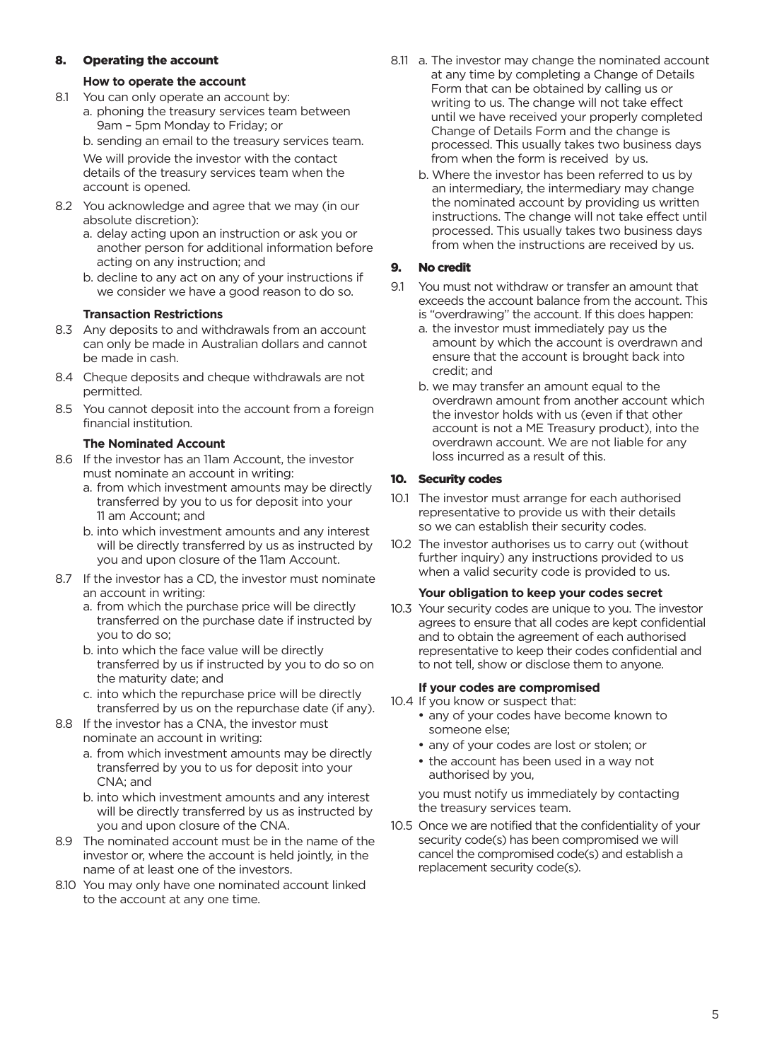## 8. Operating the account

### How to operate the account

8.1 You can only operate an account by:

a. phoning the treasury services team between 9am – 5pm Monday to Friday; or

b. sending an email to the treasury services team.

We will provide the investor with the contact details of the treasury services team when the account is opened.

8.2 You acknowledge and agree that we may (in our absolute discretion):

a. delay acting upon an instruction or ask you or another person for additional information before acting on any instruction; and

b. decline to any act on any of your instructions if we consider we have a good reason to do so.

### Transaction Restrictions

8.3 Any deposits to and withdrawals from an account can only be made in Australian dollars and cannot be made in cash.

8.4 Cheque deposits and cheque withdrawals are not permitted.

8.5 You cannot deposit into the account from a foreign financial institution.

### The Nominated Account

8.6 If the investor has an 11am Account, the investor must nominate an account in writing:

a. from which investment amounts may be directly transferred by you to us for deposit into your 11 am Account; and

b. into which investment amounts and any interest will be directly transferred by us as instructed by you and upon closure of the 11am Account.

8.7 If the investor has a CD, the investor must nominate an account in writing:

a. from which the purchase price will be directly transferred on the purchase date if instructed by you to do so;

b. into which the face value will be directly transferred by us if instructed by you to do so on the maturity date; and

c. into which the repurchase price will be directly transferred by us on the repurchase date (if any).

8.8 If the investor has a CNA, the investor must nominate an account in writing:

a. from which investment amounts may be directly transferred by you to us for deposit into your CNA; and

b. into which investment amounts and any interest will be directly transferred by us as instructed by you and upon closure of the CNA.

8.9 The nominated account must be in the name of the investor or, where the account is held jointly, in the name of at least one of the investors.

8.10 You may only have one nominated account linked to the account at any one time.

8.11 a. The investor may change the nominated account at any time by completing a Change of Details Form that can be obtained by calling us or writing to us. The change will not take effect until we have received your properly completed Change of Details Form and the change is processed. This usually takes two business days from when the form is received by us.

b. Where the investor has been referred to us by an intermediary, the intermediary may change the nominated account by providing us written instructions. The change will not take effect until processed. This usually takes two business days from when the instructions are received by us.

## 9. No credit

9.1 You must not withdraw or transfer an amount that exceeds the account balance from the account. This is "overdrawing" the account. If this does happen:

a. the investor must immediately pay us the amount by which the account is overdrawn and ensure that the account is brought back into credit; and

b. we may transfer an amount equal to the overdrawn amount from another account which the investor holds with us (even if that other account is not a ME Treasury product), into the overdrawn account. We are not liable for any loss incurred as a result of this.

## 10. Security codes

10.1 The investor must arrange for each authorised representative to provide us with their details so we can establish their security codes.

10.2 The investor authorises us to carry out (without further inquiry) any instructions provided to us when a valid security code is provided to us.

### Your obligation to keep your codes secret

10.3 Your security codes are unique to you. The investor agrees to ensure that all codes are kept confidential and to obtain the agreement of each authorised representative to keep their codes confidential and to not tell, show or disclose them to anyone.

### If your codes are compromised

10.4 If you know or suspect that:

- any of your codes have become known to someone else;
- any of your codes are lost or stolen; or
- the account has been used in a way not authorised by you,

you must notify us immediately by contacting the treasury services team.

10.5 Once we are notified that the confidentiality of your security code(s) has been compromised we will cancel the compromised code(s) and establish a replacement security code(s).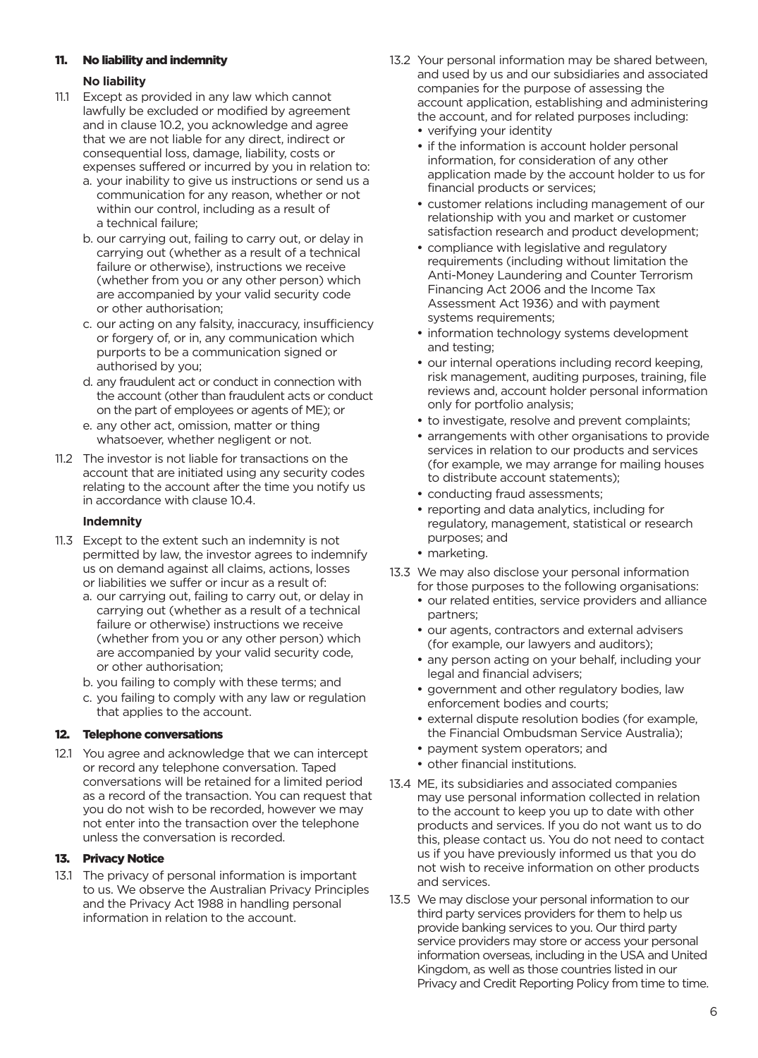## 11. No liability and indemnity

### No liability

11.1 Except as provided in any law which cannot lawfully be excluded or modified by agreement and in clause 10.2, you acknowledge and agree that we are not liable for any direct, indirect or consequential loss, damage, liability, costs or expenses suffered or incurred by you in relation to:

a. your inability to give us instructions or send us a communication for any reason, whether or not within our control, including as a result of a technical failure;

b. our carrying out, failing to carry out, or delay in carrying out (whether as a result of a technical failure or otherwise), instructions we receive (whether from you or any other person) which are accompanied by your valid security code or other authorisation;

c. our acting on any falsity, inaccuracy, insufficiency or forgery of, or in, any communication which purports to be a communication signed or authorised by you;

d. any fraudulent act or conduct in connection with the account (other than fraudulent acts or conduct on the part of employees or agents of ME); or

e. any other act, omission, matter or thing whatsoever, whether negligent or not.

11.2 The investor is not liable for transactions on the account that are initiated using any security codes relating to the account after the time you notify us in accordance with clause 10.4.

### Indemnity

11.3 Except to the extent such an indemnity is not permitted by law, the investor agrees to indemnify us on demand against all claims, actions, losses or liabilities we suffer or incur as a result of:

a. our carrying out, failing to carry out, or delay in carrying out (whether as a result of a technical failure or otherwise) instructions we receive (whether from you or any other person) which are accompanied by your valid security code, or other authorisation;

b. you failing to comply with these terms; and

c. you failing to comply with any law or regulation that applies to the account.

## 12. Telephone conversations

12.1 You agree and acknowledge that we can intercept or record any telephone conversation. Taped conversations will be retained for a limited period as a record of the transaction. You can request that you do not wish to be recorded, however we may not enter into the transaction over the telephone unless the conversation is recorded.

## 13. Privacy Notice

13.1 The privacy of personal information is important to us. We observe the Australian Privacy Principles and the Privacy Act 1988 in handling personal information in relation to the account.

13.2 Your personal information may be shared between, and used by us and our subsidiaries and associated companies for the purpose of assessing the account application, establishing and administering the account, and for related purposes including:

- verifying your identity
- if the information is account holder personal information, for consideration of any other application made by the account holder to us for financial products or services;
- customer relations including management of our relationship with you and market or customer satisfaction research and product development;
- compliance with legislative and regulatory requirements (including without limitation the Anti-Money Laundering and Counter Terrorism Financing Act 2006 and the Income Tax Assessment Act 1936) and with payment systems requirements;
- information technology systems development and testing;
- our internal operations including record keeping, risk management, auditing purposes, training, file reviews and, account holder personal information only for portfolio analysis;
- to investigate, resolve and prevent complaints;
- arrangements with other organisations to provide services in relation to our products and services (for example, we may arrange for mailing houses to distribute account statements);
- conducting fraud assessments;
- reporting and data analytics, including for regulatory, management, statistical or research purposes; and
- marketing.

13.3 We may also disclose your personal information for those purposes to the following organisations:

- our related entities, service providers and alliance partners;
- our agents, contractors and external advisers (for example, our lawyers and auditors);
- any person acting on your behalf, including your legal and financial advisers;
- government and other regulatory bodies, law enforcement bodies and courts;
- external dispute resolution bodies (for example, the Financial Ombudsman Service Australia);
- payment system operators; and
- other financial institutions.

13.4 ME, its subsidiaries and associated companies may use personal information collected in relation to the account to keep you up to date with other products and services. If you do not want us to do this, please contact us. You do not need to contact us if you have previously informed us that you do not wish to receive information on other products and services.

13.5 We may disclose your personal information to our third party services providers for them to help us provide banking services to you. Our third party service providers may store or access your personal information overseas, including in the USA and United Kingdom, as well as those countries listed in our Privacy and Credit Reporting Policy from time to time.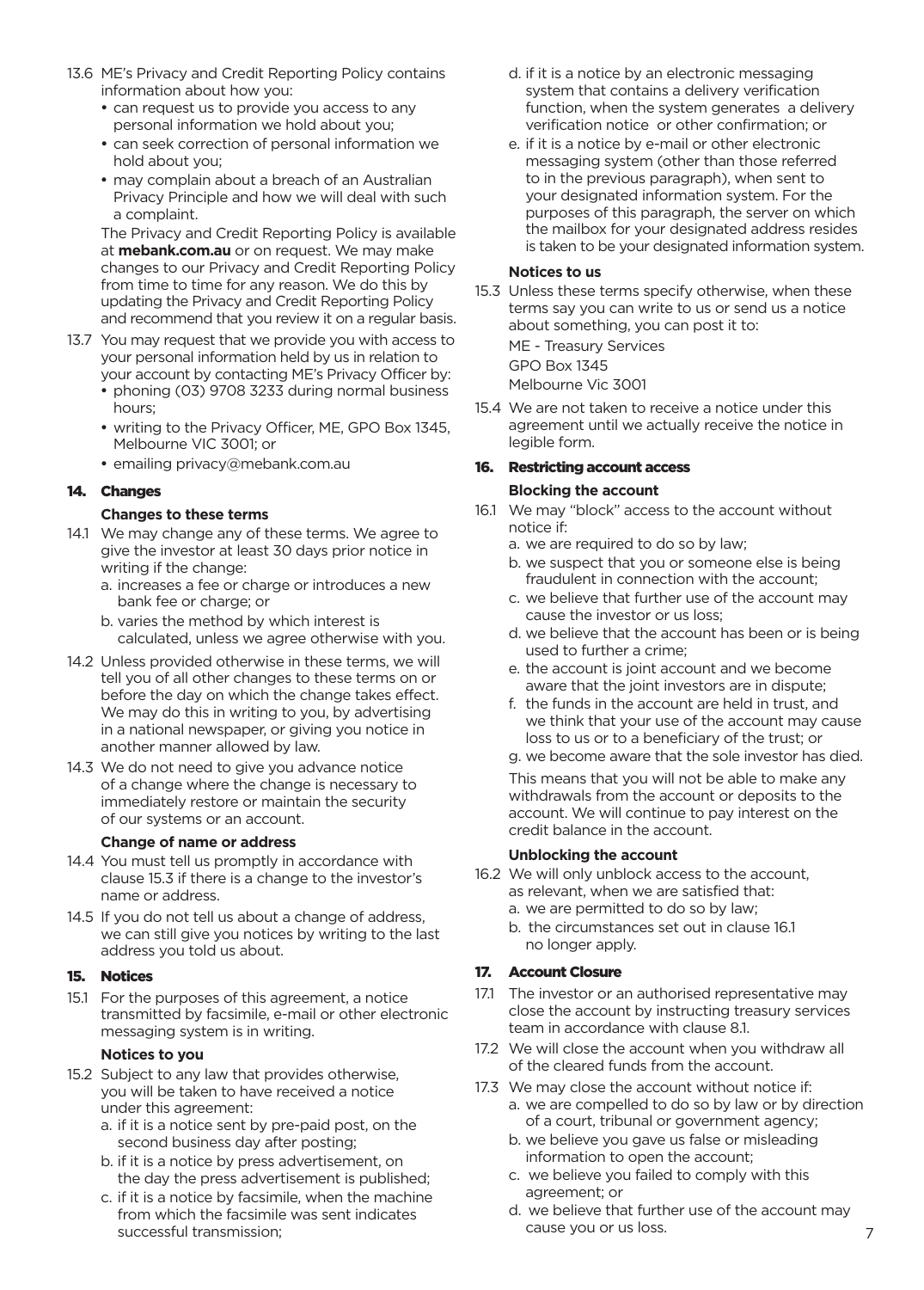13.6 ME's Privacy and Credit Reporting Policy contains information about how you:

- can request us to provide you access to any personal information we hold about you;
- can seek correction of personal information we hold about you;
- may complain about a breach of an Australian Privacy Principle and how we will deal with such a complaint.

The Privacy and Credit Reporting Policy is available at **mebank.com.au** or on request. We may make changes to our Privacy and Credit Reporting Policy from time to time for any reason. We do this by updating the Privacy and Credit Reporting Policy and recommend that you review it on a regular basis.

13.7 You may request that we provide you with access to your personal information held by us in relation to your account by contacting ME's Privacy Officer by:

- phoning (03) 9708 3233 during normal business hours;
- writing to the Privacy Officer, ME, GPO Box 1345, Melbourne VIC 3001; or
- emailing privacy@mebank.com.au

## 14. Changes

### Changes to these terms

14.1 We may change any of these terms. We agree to give the investor at least 30 days prior notice in writing if the change:

a. increases a fee or charge or introduces a new bank fee or charge; or
b. varies the method by which interest is calculated, unless we agree otherwise with you.

14.2 Unless provided otherwise in these terms, we will tell you of all other changes to these terms on or before the day on which the change takes effect. We may do this in writing to you, by advertising in a national newspaper, or giving you notice in another manner allowed by law.

14.3 We do not need to give you advance notice of a change where the change is necessary to immediately restore or maintain the security of our systems or an account.

### Change of name or address

14.4 You must tell us promptly in accordance with clause 15.3 if there is a change to the investor's name or address.

14.5 If you do not tell us about a change of address, we can still give you notices by writing to the last address you told us about.

## 15. Notices

15.1 For the purposes of this agreement, a notice transmitted by facsimile, e-mail or other electronic messaging system is in writing.

### Notices to you

15.2 Subject to any law that provides otherwise, you will be taken to have received a notice under this agreement:

a. if it is a notice sent by pre-paid post, on the second business day after posting;
b. if it is a notice by press advertisement, on the day the press advertisement is published;
c. if it is a notice by facsimile, when the machine from which the facsimile was sent indicates successful transmission;
d. if it is a notice by an electronic messaging system that contains a delivery verification function, when the system generates a delivery verification notice or other confirmation; or
e. if it is a notice by e-mail or other electronic messaging system (other than those referred to in the previous paragraph), when sent to your designated information system. For the purposes of this paragraph, the server on which the mailbox for your designated address resides is taken to be your designated information system.

### Notices to us

15.3 Unless these terms specify otherwise, when these terms say you can write to us or send us a notice about something, you can post it to:

ME - Treasury Services
GPO Box 1345
Melbourne Vic 3001

15.4 We are not taken to receive a notice under this agreement until we actually receive the notice in legible form.

## 16. Restricting account access

### Blocking the account

16.1 We may "block" access to the account without notice if:

a. we are required to do so by law;
b. we suspect that you or someone else is being fraudulent in connection with the account;
c. we believe that further use of the account may cause the investor or us loss;
d. we believe that the account has been or is being used to further a crime;
e. the account is joint account and we become aware that the joint investors are in dispute;
f. the funds in the account are held in trust, and we think that your use of the account may cause loss to us or to a beneficiary of the trust; or
g. we become aware that the sole investor has died.

This means that you will not be able to make any withdrawals from the account or deposits to the account. We will continue to pay interest on the credit balance in the account.

### Unblocking the account

16.2 We will only unblock access to the account, as relevant, when we are satisfied that:

a. we are permitted to do so by law;
b. the circumstances set out in clause 16.1 no longer apply.

## 17. Account Closure

17.1 The investor or an authorised representative may close the account by instructing treasury services team in accordance with clause 8.1.

17.2 We will close the account when you withdraw all of the cleared funds from the account.

17.3 We may close the account without notice if:

a. we are compelled to do so by law or by direction of a court, tribunal or government agency;
b. we believe you gave us false or misleading information to open the account;
c. we believe you failed to comply with this agreement; or
d. we believe that further use of the account may cause you or us loss.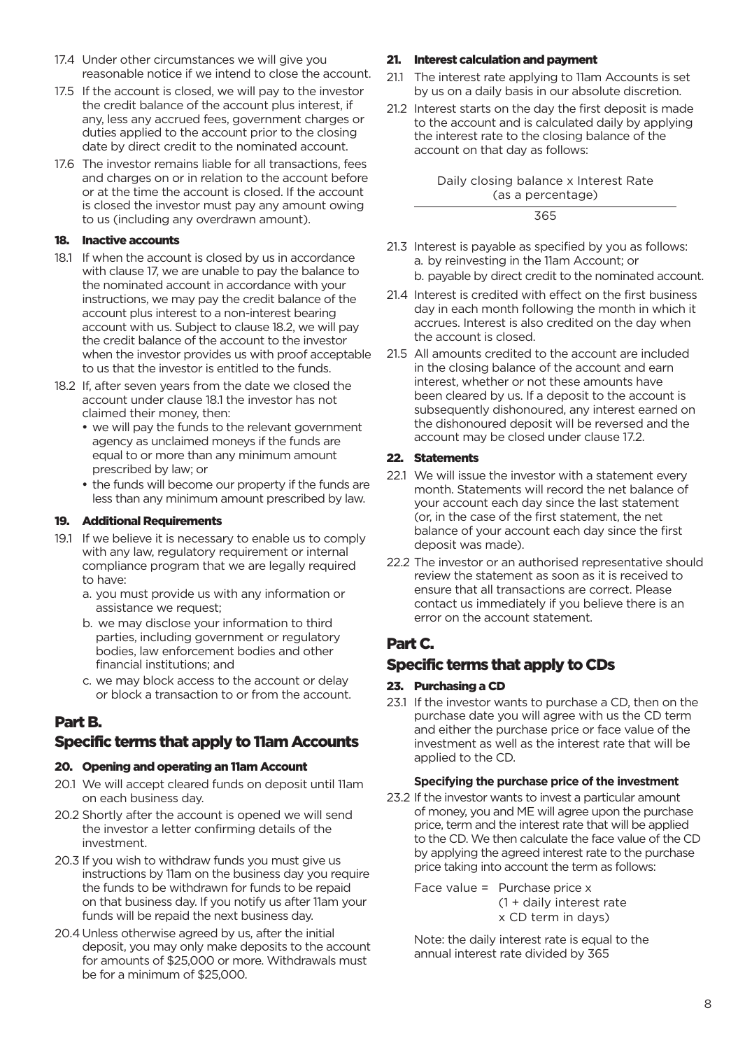17.4 Under other circumstances we will give you reasonable notice if we intend to close the account.

17.5 If the account is closed, we will pay to the investor the credit balance of the account plus interest, if any, less any accrued fees, government charges or duties applied to the account prior to the closing date by direct credit to the nominated account.

17.6 The investor remains liable for all transactions, fees and charges on or in relation to the account before or at the time the account is closed. If the account is closed the investor must pay any amount owing to us (including any overdrawn amount).

### 18. Inactive accounts

18.1 If when the account is closed by us in accordance with clause 17, we are unable to pay the balance to the nominated account in accordance with your instructions, we may pay the credit balance of the account plus interest to a non-interest bearing account with us. Subject to clause 18.2, we will pay the credit balance of the account to the investor when the investor provides us with proof acceptable to us that the investor is entitled to the funds.

18.2 If, after seven years from the date we closed the account under clause 18.1 the investor has not claimed their money, then:

- we will pay the funds to the relevant government agency as unclaimed moneys if the funds are equal to or more than any minimum amount prescribed by law; or
- the funds will become our property if the funds are less than any minimum amount prescribed by law.

### 19. Additional Requirements

19.1 If we believe it is necessary to enable us to comply with any law, regulatory requirement or internal compliance program that we are legally required to have:

a. you must provide us with any information or assistance we request;

b. we may disclose your information to third parties, including government or regulatory bodies, law enforcement bodies and other financial institutions; and

c. we may block access to the account or delay or block a transaction to or from the account.

## Part B.

## Specific terms that apply to 11am Accounts

### 20. Opening and operating an 11am Account

20.1 We will accept cleared funds on deposit until 11am on each business day.

20.2 Shortly after the account is opened we will send the investor a letter confirming details of the investment.

20.3 If you wish to withdraw funds you must give us instructions by 11am on the business day you require the funds to be withdrawn for funds to be repaid on that business day. If you notify us after 11am your funds will be repaid the next business day.

20.4 Unless otherwise agreed by us, after the initial deposit, you may only make deposits to the account for amounts of $25,000 or more. Withdrawals must be for a minimum of $25,000.

### 21. Interest calculation and payment

21.1 The interest rate applying to 11am Accounts is set by us on a daily basis in our absolute discretion.

21.2 Interest starts on the day the first deposit is made to the account and is calculated daily by applying the interest rate to the closing balance of the account on that day as follows:

$$\frac{\text{Daily closing balance} \times \text{Interest Rate (as a percentage)}}{365}$$

21.3 Interest is payable as specified by you as follows:

a. by reinvesting in the 11am Account; or

b. payable by direct credit to the nominated account.

21.4 Interest is credited with effect on the first business day in each month following the month in which it accrues. Interest is also credited on the day when the account is closed.

21.5 All amounts credited to the account are included in the closing balance of the account and earn interest, whether or not these amounts have been cleared by us. If a deposit to the account is subsequently dishonoured, any interest earned on the dishonoured deposit will be reversed and the account may be closed under clause 17.2.

### 22. Statements

22.1 We will issue the investor with a statement every month. Statements will record the net balance of your account each day since the last statement (or, in the case of the first statement, the net balance of your account each day since the first deposit was made).

22.2 The investor or an authorised representative should review the statement as soon as it is received to ensure that all transactions are correct. Please contact us immediately if you believe there is an error on the account statement.

## Part C.

## Specific terms that apply to CDs

### 23. Purchasing a CD

23.1 If the investor wants to purchase a CD, then on the purchase date you will agree with us the CD term and either the purchase price or face value of the investment as well as the interest rate that will be applied to the CD.

**Specifying the purchase price of the investment**

23.2 If the investor wants to invest a particular amount of money, you and ME will agree upon the purchase price, term and the interest rate that will be applied to the CD. We then calculate the face value of the CD by applying the agreed interest rate to the purchase price taking into account the term as follows:

$$\text{Face value} = \text{Purchase price} \times (1 + \text{daily interest rate} \times \text{CD term in days})$$

Note: the daily interest rate is equal to the annual interest rate divided by 365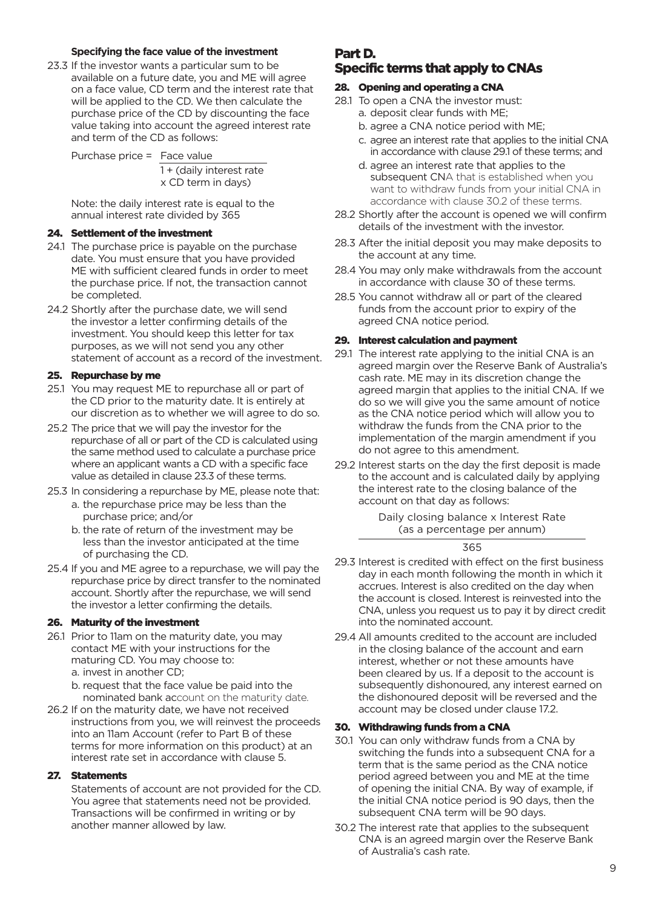**Specifying the face value of the investment**

23.3 If the investor wants a particular sum to be available on a future date, you and ME will agree on a face value, CD term and the interest rate that will be applied to the CD. We then calculate the purchase price of the CD by discounting the face value taking into account the agreed interest rate and term of the CD as follows:

$$\text{Purchase price} = \frac{\text{Face value}}{1 + (\text{daily interest rate} \times \text{CD term in days})}$$

Note: the daily interest rate is equal to the annual interest rate divided by 365

### 24. Settlement of the investment

24.1 The purchase price is payable on the purchase date. You must ensure that you have provided ME with sufficient cleared funds in order to meet the purchase price. If not, the transaction cannot be completed.

24.2 Shortly after the purchase date, we will send the investor a letter confirming details of the investment. You should keep this letter for tax purposes, as we will not send you any other statement of account as a record of the investment.

### 25. Repurchase by me

25.1 You may request ME to repurchase all or part of the CD prior to the maturity date. It is entirely at our discretion as to whether we will agree to do so.

25.2 The price that we will pay the investor for the repurchase of all or part of the CD is calculated using the same method used to calculate a purchase price where an applicant wants a CD with a specific face value as detailed in clause 23.3 of these terms.

25.3 In considering a repurchase by ME, please note that:

a. the repurchase price may be less than the purchase price; and/or

b. the rate of return of the investment may be less than the investor anticipated at the time of purchasing the CD.

25.4 If you and ME agree to a repurchase, we will pay the repurchase price by direct transfer to the nominated account. Shortly after the repurchase, we will send the investor a letter confirming the details.

### 26. Maturity of the investment

26.1 Prior to 11am on the maturity date, you may contact ME with your instructions for the maturing CD. You may choose to:

a. invest in another CD;

b. request that the face value be paid into the nominated bank account on the maturity date.

26.2 If on the maturity date, we have not received instructions from you, we will reinvest the proceeds into an 11am Account (refer to Part B of these terms for more information on this product) at an interest rate set in accordance with clause 5.

### 27. Statements

Statements of account are not provided for the CD. You agree that statements need not be provided. Transactions will be confirmed in writing or by another manner allowed by law.

## Part D. Specific terms that apply to CNAs

### 28. Opening and operating a CNA

28.1 To open a CNA the investor must:

a. deposit clear funds with ME;

b. agree a CNA notice period with ME;

c. agree an interest rate that applies to the initial CNA in accordance with clause 29.1 of these terms; and

d. agree an interest rate that applies to the subsequent CNA that is established when you want to withdraw funds from your initial CNA in accordance with clause 30.2 of these terms.

28.2 Shortly after the account is opened we will confirm details of the investment with the investor.

28.3 After the initial deposit you may make deposits to the account at any time.

28.4 You may only make withdrawals from the account in accordance with clause 30 of these terms.

28.5 You cannot withdraw all or part of the cleared funds from the account prior to expiry of the agreed CNA notice period.

### 29. Interest calculation and payment

29.1 The interest rate applying to the initial CNA is an agreed margin over the Reserve Bank of Australia's cash rate. ME may in its discretion change the agreed margin that applies to the initial CNA. If we do so we will give you the same amount of notice as the CNA notice period which will allow you to withdraw the funds from the CNA prior to the implementation of the margin amendment if you do not agree to this amendment.

29.2 Interest starts on the day the first deposit is made to the account and is calculated daily by applying the interest rate to the closing balance of the account on that day as follows:

$$\frac{\text{Daily closing balance} \times \text{Interest Rate (as a percentage per annum)}}{365}$$

29.3 Interest is credited with effect on the first business day in each month following the month in which it accrues. Interest is also credited on the day when the account is closed. Interest is reinvested into the CNA, unless you request us to pay it by direct credit into the nominated account.

29.4 All amounts credited to the account are included in the closing balance of the account and earn interest, whether or not these amounts have been cleared by us. If a deposit to the account is subsequently dishonoured, any interest earned on the dishonoured deposit will be reversed and the account may be closed under clause 17.2.

### 30. Withdrawing funds from a CNA

30.1 You can only withdraw funds from a CNA by switching the funds into a subsequent CNA for a term that is the same period as the CNA notice period agreed between you and ME at the time of opening the initial CNA. By way of example, if the initial CNA notice period is 90 days, then the subsequent CNA term will be 90 days.

30.2 The interest rate that applies to the subsequent CNA is an agreed margin over the Reserve Bank of Australia's cash rate.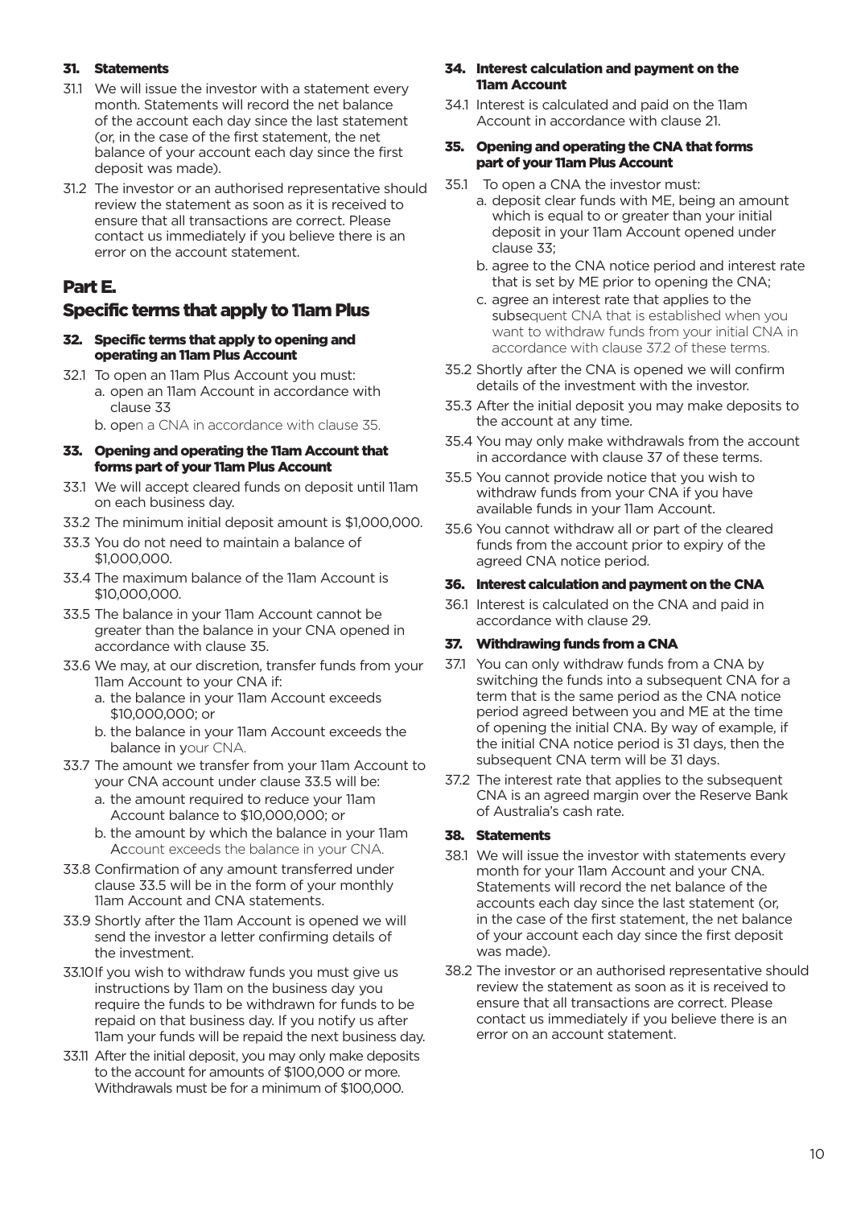### 31. Statements

31.1 We will issue the investor with a statement every month. Statements will record the net balance of the account each day since the last statement (or, in the case of the first statement, the net balance of your account each day since the first deposit was made).

31.2 The investor or an authorised representative should review the statement as soon as it is received to ensure that all transactions are correct. Please contact us immediately if you believe there is an error on the account statement.

## Part E.

## Specific terms that apply to 11am Plus

### 32. Specific terms that apply to opening and operating an 11am Plus Account

32.1 To open an 11am Plus Account you must:

a. open an 11am Account in accordance with clause 33

b. open a CNA in accordance with clause 35.

### 33. Opening and operating the 11am Account that forms part of your 11am Plus Account

33.1 We will accept cleared funds on deposit until 11am on each business day.

33.2 The minimum initial deposit amount is $1,000,000.

33.3 You do not need to maintain a balance of $1,000,000.

33.4 The maximum balance of the 11am Account is $10,000,000.

33.5 The balance in your 11am Account cannot be greater than the balance in your CNA opened in accordance with clause 35.

33.6 We may, at our discretion, transfer funds from your 11am Account to your CNA if:

a. the balance in your 11am Account exceeds $10,000,000; or

b. the balance in your 11am Account exceeds the balance in your CNA.

33.7 The amount we transfer from your 11am Account to your CNA account under clause 33.5 will be:

a. the amount required to reduce your 11am Account balance to $10,000,000; or

b. the amount by which the balance in your 11am Account exceeds the balance in your CNA.

33.8 Confirmation of any amount transferred under clause 33.5 will be in the form of your monthly 11am Account and CNA statements.

33.9 Shortly after the 11am Account is opened we will send the investor a letter confirming details of the investment.

33.10 If you wish to withdraw funds you must give us instructions by 11am on the business day you require the funds to be withdrawn for funds to be repaid on that business day. If you notify us after 11am your funds will be repaid the next business day.

33.11 After the initial deposit, you may only make deposits to the account for amounts of $100,000 or more. Withdrawals must be for a minimum of $100,000.

### 34. Interest calculation and payment on the 11am Account

34.1 Interest is calculated and paid on the 11am Account in accordance with clause 21.

### 35. Opening and operating the CNA that forms part of your 11am Plus Account

35.1 To open a CNA the investor must:

a. deposit clear funds with ME, being an amount which is equal to or greater than your initial deposit in your 11am Account opened under clause 33;

b. agree to the CNA notice period and interest rate that is set by ME prior to opening the CNA;

c. agree an interest rate that applies to the subsequent CNA that is established when you want to withdraw funds from your initial CNA in accordance with clause 37.2 of these terms.

35.2 Shortly after the CNA is opened we will confirm details of the investment with the investor.

35.3 After the initial deposit you may make deposits to the account at any time.

35.4 You may only make withdrawals from the account in accordance with clause 37 of these terms.

35.5 You cannot provide notice that you wish to withdraw funds from your CNA if you have available funds in your 11am Account.

35.6 You cannot withdraw all or part of the cleared funds from the account prior to expiry of the agreed CNA notice period.

### 36. Interest calculation and payment on the CNA

36.1 Interest is calculated on the CNA and paid in accordance with clause 29.

### 37. Withdrawing funds from a CNA

37.1 You can only withdraw funds from a CNA by switching the funds into a subsequent CNA for a term that is the same period as the CNA notice period agreed between you and ME at the time of opening the initial CNA. By way of example, if the initial CNA notice period is 31 days, then the subsequent CNA term will be 31 days.

37.2 The interest rate that applies to the subsequent CNA is an agreed margin over the Reserve Bank of Australia's cash rate.

### 38. Statements

38.1 We will issue the investor with statements every month for your 11am Account and your CNA. Statements will record the net balance of the accounts each day since the last statement (or, in the case of the first statement, the net balance of your account each day since the first deposit was made).

38.2 The investor or an authorised representative should review the statement as soon as it is received to ensure that all transactions are correct. Please contact us immediately if you believe there is an error on an account statement.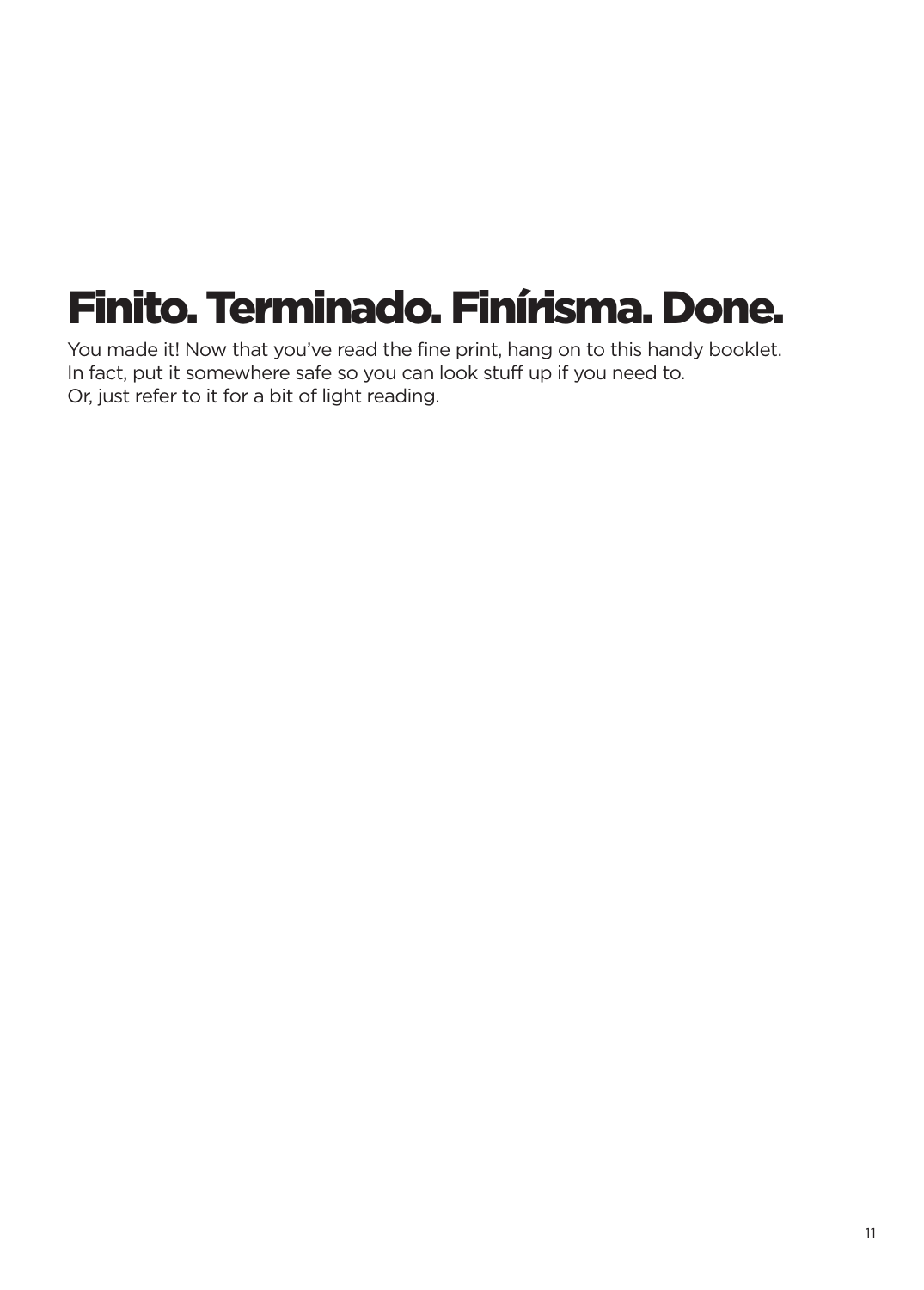# Finito. Terminado. Finírisma. Done.

You made it! Now that you've read the fine print, hang on to this handy booklet.
In fact, put it somewhere safe so you can look stuff up if you need to.
Or, just refer to it for a bit of light reading.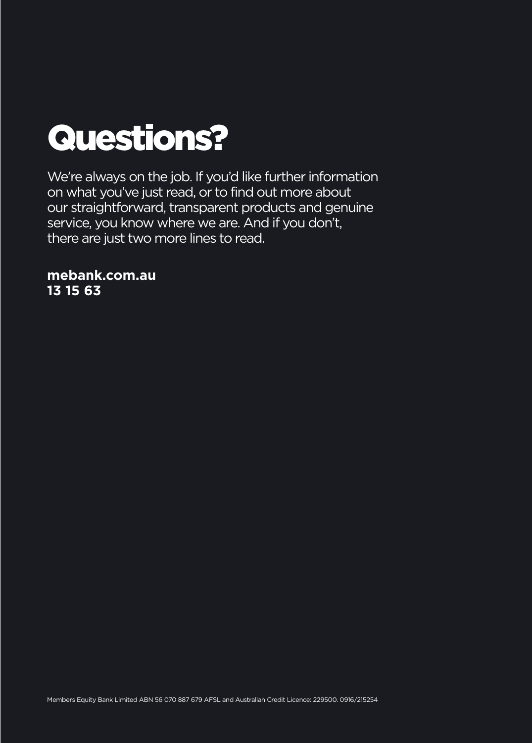# Questions?

We're always on the job. If you'd like further information on what you've just read, or to find out more about our straightforward, transparent products and genuine service, you know where we are. And if you don't, there are just two more lines to read.

**mebank.com.au**
**13 15 63**

Members Equity Bank Limited ABN 56 070 887 679 AFSL and Australian Credit Licence: 229500. 0916/215254